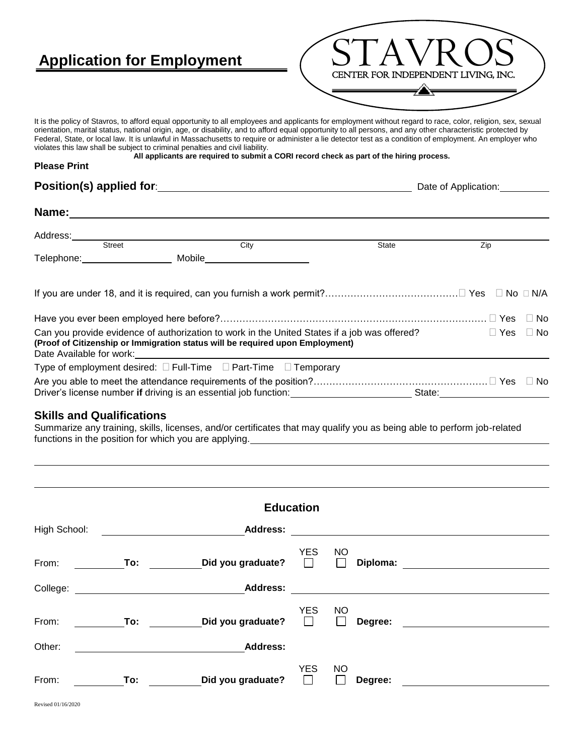# Application for Employment

STAVROS
CENTER FOR INDEPENDENT LIVING, INC.

It is the policy of Stavros, to afford equal opportunity to all employees and applicants for employment without regard to race, color, religion, sex, sexual orientation, marital status, national origin, age, or disability, and to afford equal opportunity to all persons, and any other characteristic protected by Federal, State, or local law. It is unlawful in Massachusetts to require or administer a lie detector test as a condition of employment. An employer who violates this law shall be subject to criminal penalties and civil liability.

**All applicants are required to submit a CORI record check as part of the hiring process.**

**Please Print**

**Position(s) applied for**: ______________________________ Date of Application: __________

**Name:** ______________________________________________________________

Address: ______________________________________________________________
Street City State Zip

Telephone: ________________ Mobile ________________

If you are under 18, and it is required, can you furnish a work permit?…………………………………… ☐ Yes ☐ No ☐ N/A

Have you ever been employed here before?………………………………………………………………………… ☐ Yes ☐ No

Can you provide evidence of authorization to work in the United States if a job was offered? ☐ Yes ☐ No
**(Proof of Citizenship or Immigration status will be required upon Employment)**

Date Available for work: ______________________________

Type of employment desired: ☐ Full-Time ☐ Part-Time ☐ Temporary

Are you able to meet the attendance requirements of the position?……………………………………………… ☐ Yes ☐ No

Driver's license number **if** driving is an essential job function: ____________________ State: ____________

## Skills and Qualifications

Summarize any training, skills, licenses, and/or certificates that may qualify you as being able to perform job-related functions in the position for which you are applying. ______________________________

______________________________________________________________

______________________________________________________________

## Education

High School: ____________________ **Address:** ______________________________

From: ________ **To:** ________ **Did you graduate?** YES ☐ NO ☐ **Diploma:** ________________

College: ____________________ **Address:** ______________________________

From: ________ **To:** ________ **Did you graduate?** YES ☐ NO ☐ **Degree:** ________________

Other: ____________________ **Address:**

From: ________ **To:** ________ **Did you graduate?** YES ☐ NO ☐ **Degree:** ________________

Revised 01/16/2020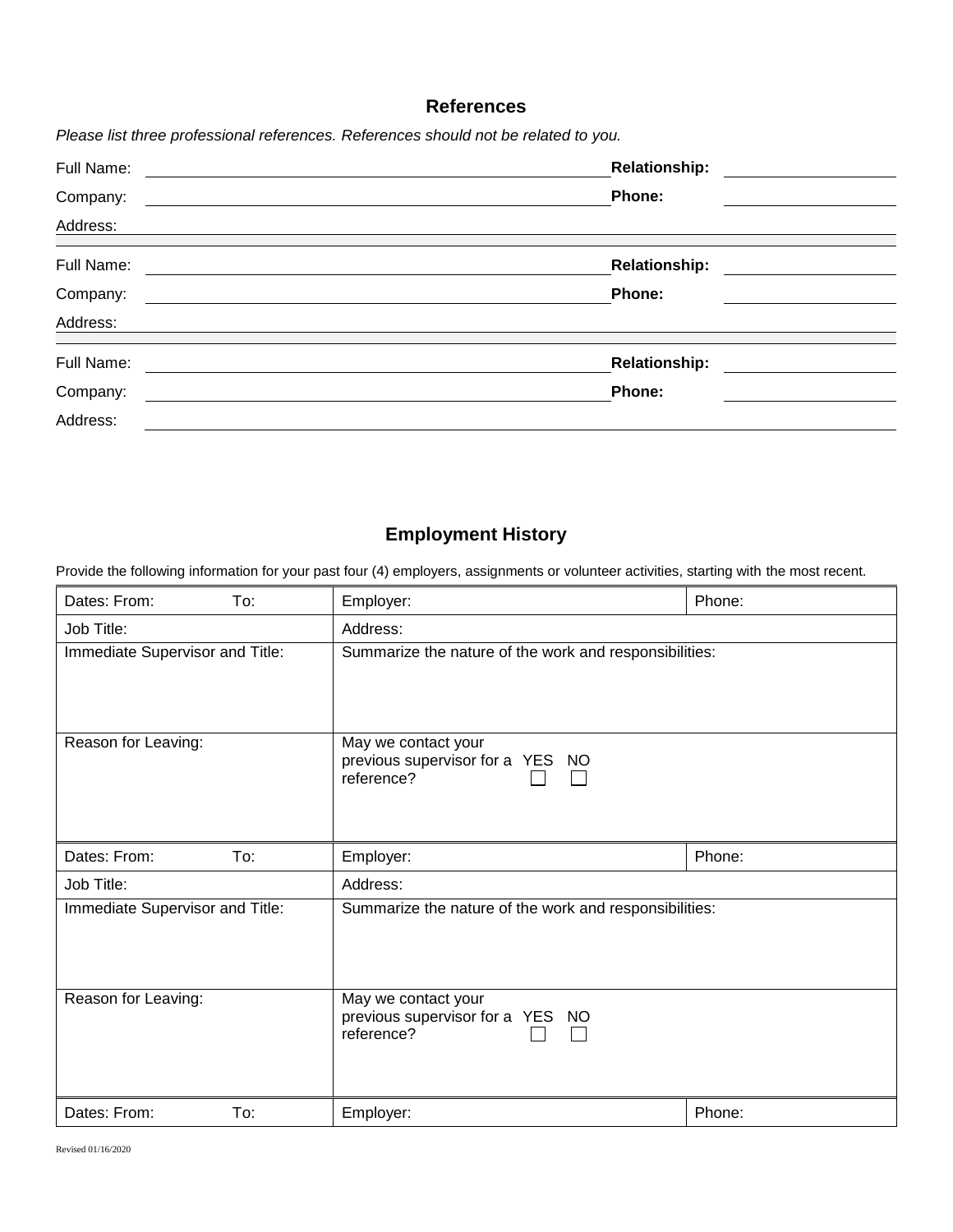## References

*Please list three professional references. References should not be related to you.*

Full Name: ______________________ **Relationship:** ______________

Company: ______________________ **Phone:** ______________

Address: ______________________________________________

Full Name: ______________________ **Relationship:** ______________

Company: ______________________ **Phone:** ______________

Address: ______________________________________________

Full Name: ______________________ **Relationship:** ______________

Company: ______________________ **Phone:** ______________

Address: ______________________________________________

## Employment History

Provide the following information for your past four (4) employers, assignments or volunteer activities, starting with the most recent.

| Dates: From: To: | Employer: | Phone: |
|---|---|---|
| Job Title: | Address: | |
| Immediate Supervisor and Title: | Summarize the nature of the work and responsibilities: | |
| Reason for Leaving: | May we contact your previous supervisor for a reference? YES ☐ NO ☐ | |
| Dates: From: To: | Employer: | Phone: |
| Job Title: | Address: | |
| Immediate Supervisor and Title: | Summarize the nature of the work and responsibilities: | |
| Reason for Leaving: | May we contact your previous supervisor for a reference? YES ☐ NO ☐ | |
| Dates: From: To: | Employer: | Phone: |

Revised 01/16/2020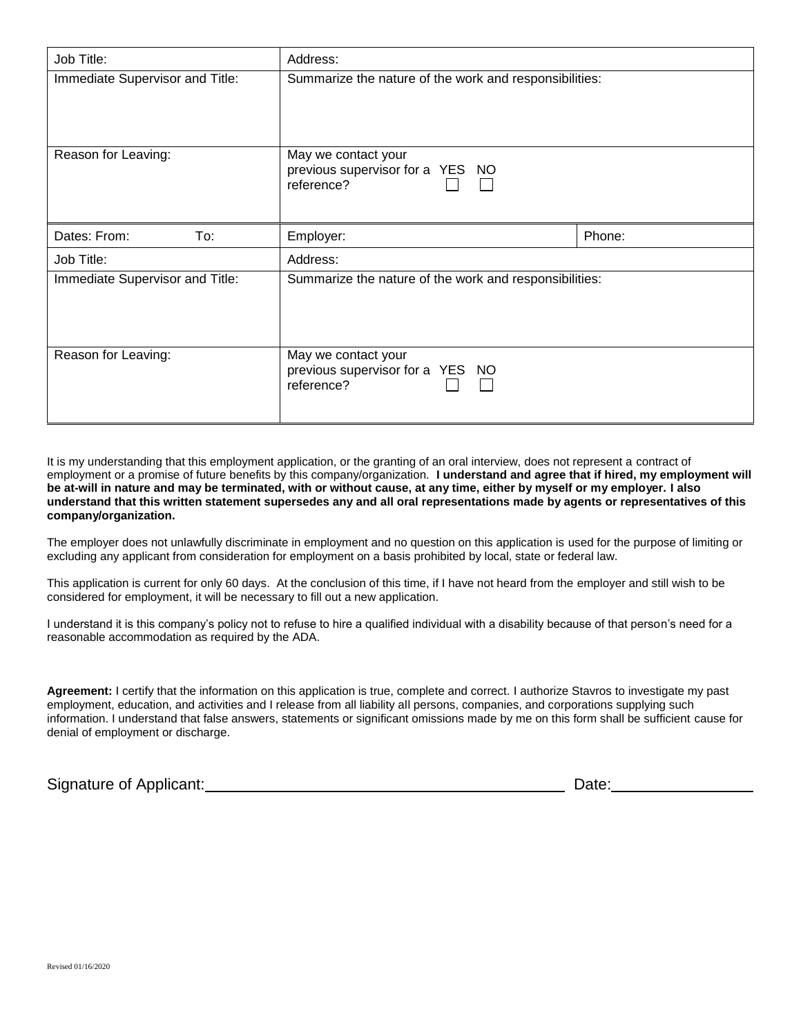| | | |
|---|---|---|
| Job Title: | Address: | |
| Immediate Supervisor and Title: | Summarize the nature of the work and responsibilities: | |
| Reason for Leaving: | May we contact your previous supervisor for a reference? YES ☐ NO ☐ | |
| Dates: From: To: | Employer: | Phone: |
| Job Title: | Address: | |
| Immediate Supervisor and Title: | Summarize the nature of the work and responsibilities: | |
| Reason for Leaving: | May we contact your previous supervisor for a reference? YES ☐ NO ☐ | |

It is my understanding that this employment application, or the granting of an oral interview, does not represent a contract of employment or a promise of future benefits by this company/organization. **I understand and agree that if hired, my employment will be at-will in nature and may be terminated, with or without cause, at any time, either by myself or my employer. I also understand that this written statement supersedes any and all oral representations made by agents or representatives of this company/organization.**

The employer does not unlawfully discriminate in employment and no question on this application is used for the purpose of limiting or excluding any applicant from consideration for employment on a basis prohibited by local, state or federal law.

This application is current for only 60 days. At the conclusion of this time, if I have not heard from the employer and still wish to be considered for employment, it will be necessary to fill out a new application.

I understand it is this company's policy not to refuse to hire a qualified individual with a disability because of that person's need for a reasonable accommodation as required by the ADA.

**Agreement:** I certify that the information on this application is true, complete and correct. I authorize Stavros to investigate my past employment, education, and activities and I release from all liability all persons, companies, and corporations supplying such information. I understand that false answers, statements or significant omissions made by me on this form shall be sufficient cause for denial of employment or discharge.

Signature of Applicant:\_\_\_\_\_\_\_\_\_\_\_\_\_\_\_\_\_\_\_\_\_\_\_\_\_\_\_\_\_\_\_\_\_\_\_\_\_\_\_\_ Date:\_\_\_\_\_\_\_\_\_\_\_\_\_\_\_\_

Revised 01/16/2020